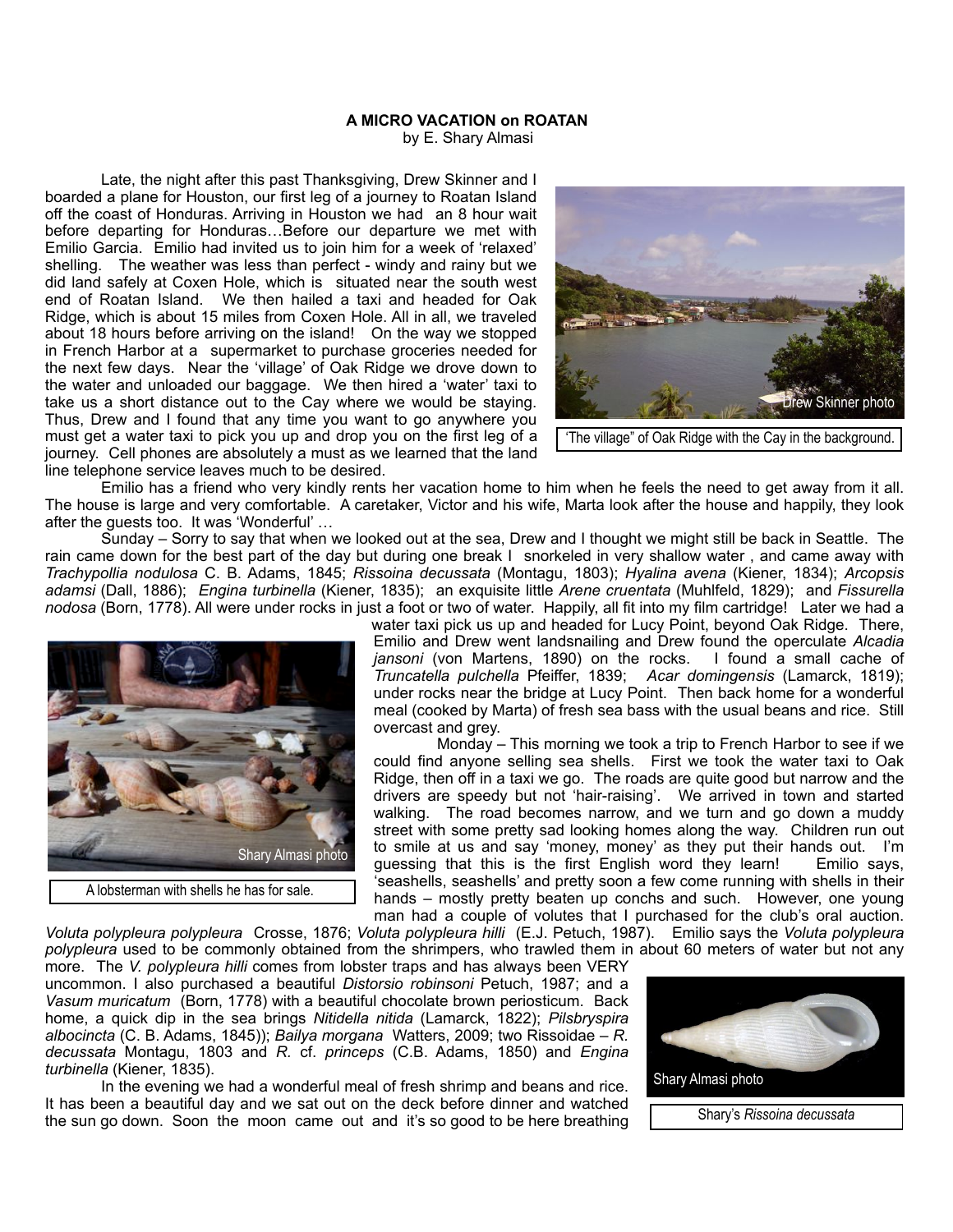**A MICRO VACATION on ROATAN**

by E. Shary Almasi

Late, the night after this past Thanksgiving, Drew Skinner and I boarded a plane for Houston, our first leg of a journey to Roatan Island off the coast of Honduras. Arriving in Houston we had an 8 hour wait before departing for Honduras…Before our departure we met with Emilio Garcia. Emilio had invited us to join him for a week of 'relaxed' shelling. The weather was less than perfect - windy and rainy but we did land safely at Coxen Hole, which is situated near the south west end of Roatan Island. We then hailed a taxi and headed for Oak Ridge, which is about 15 miles from Coxen Hole. All in all, we traveled about 18 hours before arriving on the island! On the way we stopped in French Harbor at a supermarket to purchase groceries needed for the next few days. Near the 'village' of Oak Ridge we drove down to the water and unloaded our baggage. We then hired a 'water' taxi to take us a short distance out to the Cay where we would be staying. Thus, Drew and I found that any time you want to go anywhere you must get a water taxi to pick you up and drop you on the first leg of a journey. Cell phones are absolutely a must as we learned that the land line telephone service leaves much to be desired.

Drew Skinner photo

'The village" of Oak Ridge with the Cay in the background.

Emilio has a friend who very kindly rents her vacation home to him when he feels the need to get away from it all. The house is large and very comfortable. A caretaker, Victor and his wife, Marta look after the house and happily, they look after the guests too. It was 'Wonderful' …

Sunday – Sorry to say that when we looked out at the sea, Drew and I thought we might still be back in Seattle. The rain came down for the best part of the day but during one break I snorkeled in very shallow water , and came away with *Trachypollia nodulosa* C. B. Adams, 1845; *Rissoina decussata* (Montagu, 1803); *Hyalina avena* (Kiener, 1834); *Arcopsis adamsi* (Dall, 1886); *Engina turbinella* (Kiener, 1835); an exquisite little *Arene cruentata* (Muhlfeld, 1829); and *Fissurella nodosa* (Born, 1778). All were under rocks in just a foot or two of water. Happily, all fit into my film cartridge! Later we had a water taxi pick us up and headed for Lucy Point, beyond Oak Ridge. There, Emilio and Drew went landsnailing and Drew found the operculate *Alcadia jansoni* (von Martens, 1890) on the rocks. I found a small cache of *Truncatella pulchella* Pfeiffer, 1839; *Acar domingensis* (Lamarck, 1819); under rocks near the bridge at Lucy Point. Then back home for a wonderful meal (cooked by Marta) of fresh sea bass with the usual beans and rice. Still overcast and grey.

Shary Almasi photo

A lobsterman with shells he has for sale.

Monday – This morning we took a trip to French Harbor to see if we could find anyone selling sea shells. First we took the water taxi to Oak Ridge, then off in a taxi we go. The roads are quite good but narrow and the drivers are speedy but not 'hair-raising'. We arrived in town and started walking. The road becomes narrow, and we turn and go down a muddy street with some pretty sad looking homes along the way. Children run out to smile at us and say 'money, money' as they put their hands out. I'm guessing that this is the first English word they learn! Emilio says, 'seashells, seashells' and pretty soon a few come running with shells in their hands – mostly pretty beaten up conchs and such. However, one young man had a couple of volutes that I purchased for the club's oral auction. *Voluta polypleura polypleura* Crosse, 1876; *Voluta polypleura hilli* (E.J. Petuch, 1987). Emilio says the *Voluta polypleura polypleura* used to be commonly obtained from the shrimpers, who trawled them in about 60 meters of water but not any more. The *V. polypleura hilli* comes from lobster traps and has always been VERY uncommon. I also purchased a beautiful *Distorsio robinsoni* Petuch, 1987; and a *Vasum muricatum* (Born, 1778) with a beautiful chocolate brown periosticum. Back home, a quick dip in the sea brings *Nitidella nitida* (Lamarck, 1822); *Pilsbryspira albocincta* (C. B. Adams, 1845)); *Bailya morgana* Watters, 2009; two Rissoidae – *R. decussata* Montagu, 1803 and *R.* cf. *princeps* (C.B. Adams, 1850) and *Engina turbinella* (Kiener, 1835).

Shary Almasi photo

Shary's *Rissoina decussata*

In the evening we had a wonderful meal of fresh shrimp and beans and rice. It has been a beautiful day and we sat out on the deck before dinner and watched the sun go down. Soon the moon came out and it's so good to be here breathing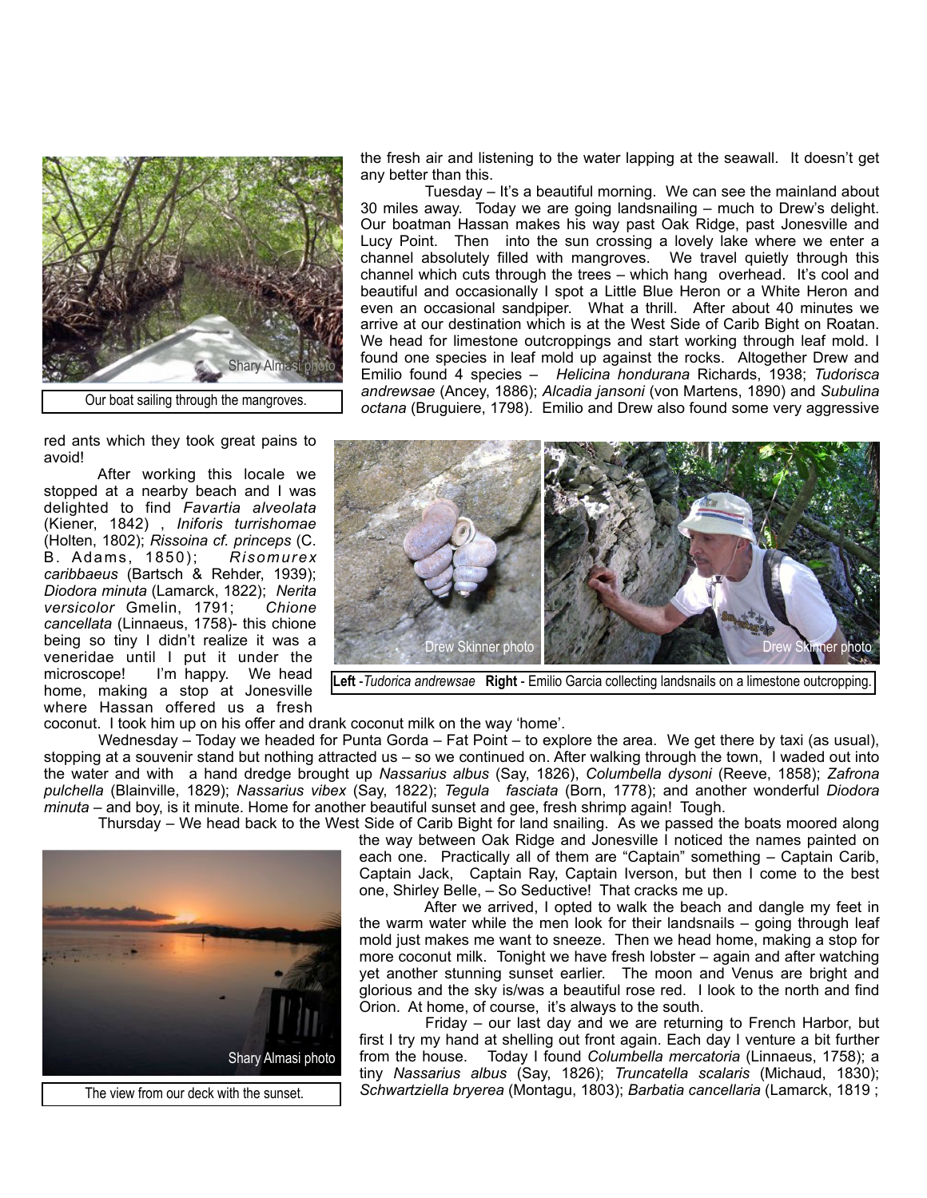the fresh air and listening to the water lapping at the seawall. It doesn't get any better than this.

Tuesday – It's a beautiful morning. We can see the mainland about 30 miles away. Today we are going landsnailing – much to Drew's delight. Our boatman Hassan makes his way past Oak Ridge, past Jonesville and Lucy Point. Then into the sun crossing a lovely lake where we enter a channel absolutely filled with mangroves. We travel quietly through this channel which cuts through the trees – which hang overhead. It's cool and beautiful and occasionally I spot a Little Blue Heron or a White Heron and even an occasional sandpiper. What a thrill. After about 40 minutes we arrive at our destination which is at the West Side of Carib Bight on Roatan. We head for limestone outcroppings and start working through leaf mold. I found one species in leaf mold up against the rocks. Altogether Drew and Emilio found 4 species – *Helicina hondurana* Richards, 1938; *Tudorisca andrewsae* (Ancey, 1886); *Alcadia jansoni* (von Martens, 1890) and *Subulina octana* (Bruguiere, 1798). Emilio and Drew also found some very aggressive red ants which they took great pains to avoid!

Our boat sailing through the mangroves.

After working this locale we stopped at a nearby beach and I was delighted to find *Favartia alveolata* (Kiener, 1842) , *Iniforis turrishomae* (Holten, 1802); *Rissoina cf. princeps* (C. B. Adams, 1850); *Risomurex caribbaeus* (Bartsch & Rehder, 1939); *Diodora minuta* (Lamarck, 1822); *Nerita versicolor* Gmelin, 1791; *Chione cancellata* (Linnaeus, 1758)- this chione being so tiny I didn't realize it was a veneridae until I put it under the microscope! I'm happy. We head home, making a stop at Jonesville where Hassan offered us a fresh coconut. I took him up on his offer and drank coconut milk on the way 'home'.

**Left** - *Tudorica andrewsae* **Right** - Emilio Garcia collecting landsnails on a limestone outcropping.

Wednesday – Today we headed for Punta Gorda – Fat Point – to explore the area. We get there by taxi (as usual), stopping at a souvenir stand but nothing attracted us – so we continued on. After walking through the town, I waded out into the water and with a hand dredge brought up *Nassarius albus* (Say, 1826), *Columbella dysoni* (Reeve, 1858); *Zafrona pulchella* (Blainville, 1829); *Nassarius vibex* (Say, 1822); *Tegula fasciata* (Born, 1778); and another wonderful *Diodora minuta* – and boy, is it minute. Home for another beautiful sunset and gee, fresh shrimp again! Tough.

Thursday – We head back to the West Side of Carib Bight for land snailing. As we passed the boats moored along the way between Oak Ridge and Jonesville I noticed the names painted on each one. Practically all of them are "Captain" something – Captain Carib, Captain Jack, Captain Ray, Captain Iverson, but then I come to the best one, Shirley Belle, – So Seductive! That cracks me up.

After we arrived, I opted to walk the beach and dangle my feet in the warm water while the men look for their landsnails – going through leaf mold just makes me want to sneeze. Then we head home, making a stop for more coconut milk. Tonight we have fresh lobster – again and after watching yet another stunning sunset earlier. The moon and Venus are bright and glorious and the sky is/was a beautiful rose red. I look to the north and find Orion. At home, of course, it's always to the south.

Friday – our last day and we are returning to French Harbor, but first I try my hand at shelling out front again. Each day I venture a bit further from the house. Today I found *Columbella mercatoria* (Linnaeus, 1758); a tiny *Nassarius albus* (Say, 1826); *Truncatella scalaris* (Michaud, 1830); *Schwartziella bryerea* (Montagu, 1803); *Barbatia cancellaria* (Lamarck, 1819 ;

The view from our deck with the sunset.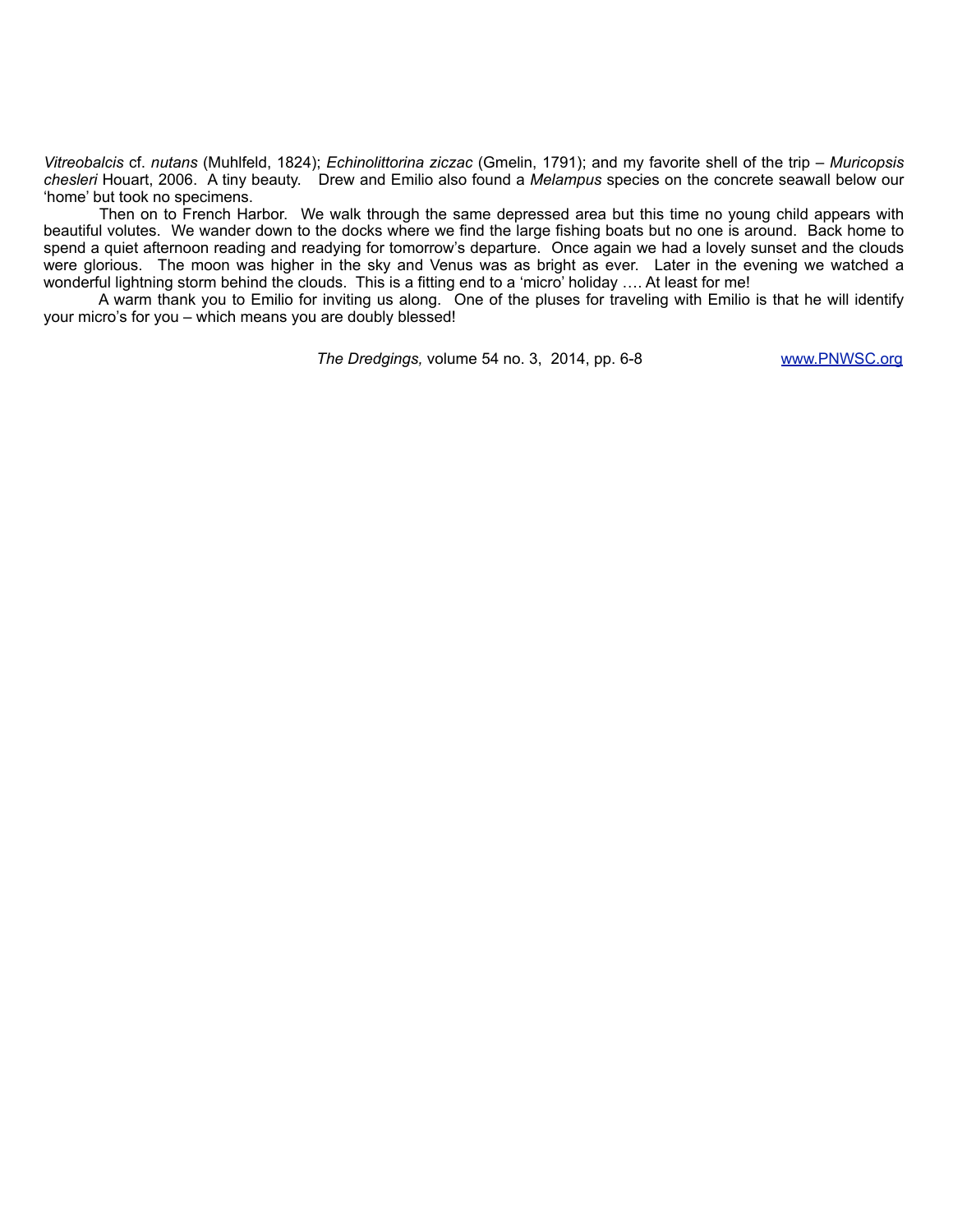*Vitreobalcis* cf. *nutans* (Muhlfeld, 1824); *Echinolittorina ziczac* (Gmelin, 1791); and my favorite shell of the trip – *Muricopsis chesleri* Houart, 2006. A tiny beauty. Drew and Emilio also found a *Melampus* species on the concrete seawall below our 'home' but took no specimens.

Then on to French Harbor. We walk through the same depressed area but this time no young child appears with beautiful volutes. We wander down to the docks where we find the large fishing boats but no one is around. Back home to spend a quiet afternoon reading and readying for tomorrow's departure. Once again we had a lovely sunset and the clouds were glorious. The moon was higher in the sky and Venus was as bright as ever. Later in the evening we watched a wonderful lightning storm behind the clouds. This is a fitting end to a 'micro' holiday …. At least for me!

A warm thank you to Emilio for inviting us along. One of the pluses for traveling with Emilio is that he will identify your micro's for you – which means you are doubly blessed!